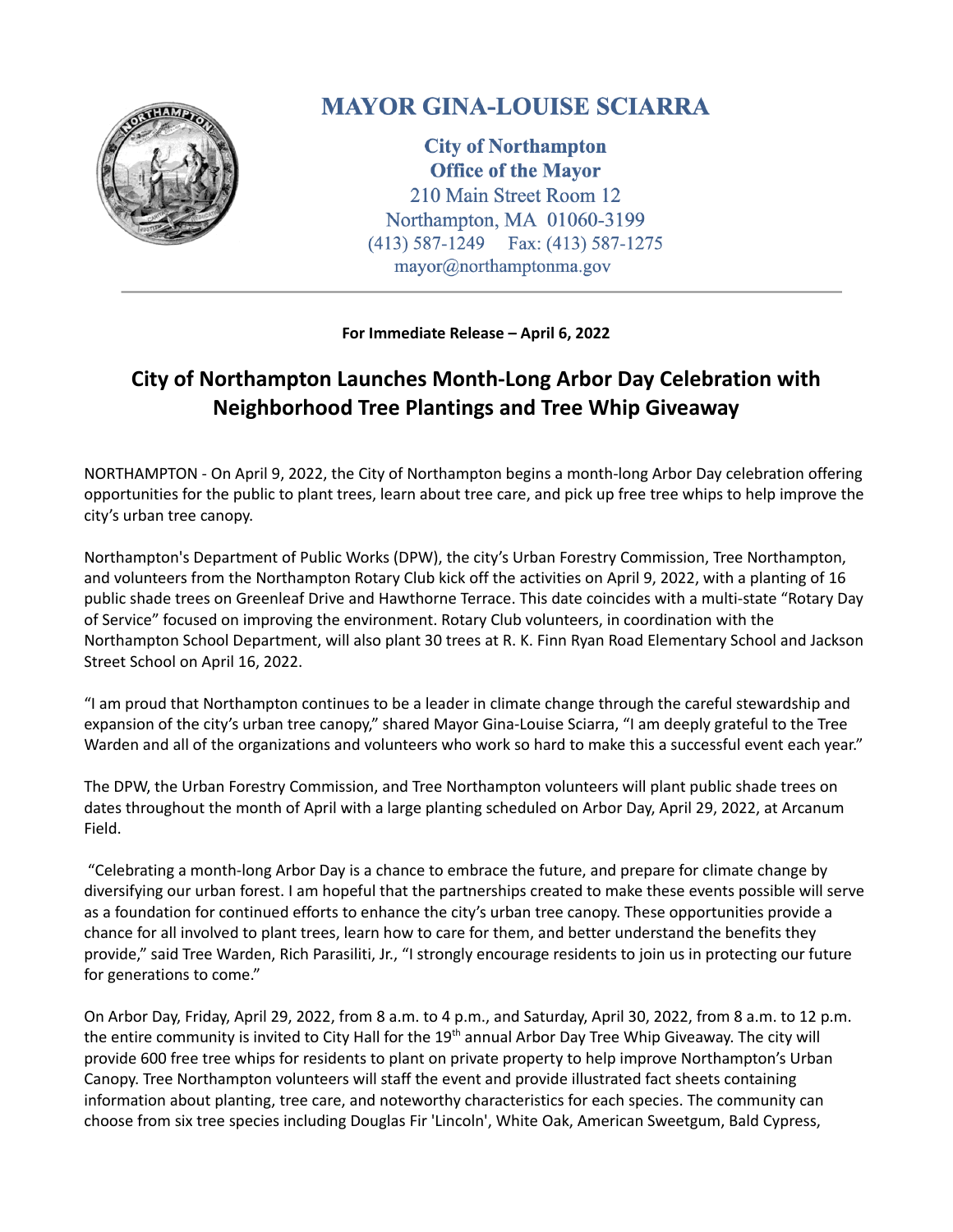# MAYOR GINA-LOUISE SCIARRA

**City of Northampton**
**Office of the Mayor**
210 Main Street Room 12
Northampton, MA 01060-3199
(413) 587-1249 Fax: (413) 587-1275
mayor@northamptonma.gov

---

**For Immediate Release – April 6, 2022**

## City of Northampton Launches Month-Long Arbor Day Celebration with Neighborhood Tree Plantings and Tree Whip Giveaway

NORTHAMPTON - On April 9, 2022, the City of Northampton begins a month-long Arbor Day celebration offering opportunities for the public to plant trees, learn about tree care, and pick up free tree whips to help improve the city's urban tree canopy.

Northampton's Department of Public Works (DPW), the city's Urban Forestry Commission, Tree Northampton, and volunteers from the Northampton Rotary Club kick off the activities on April 9, 2022, with a planting of 16 public shade trees on Greenleaf Drive and Hawthorne Terrace. This date coincides with a multi-state "Rotary Day of Service" focused on improving the environment. Rotary Club volunteers, in coordination with the Northampton School Department, will also plant 30 trees at R. K. Finn Ryan Road Elementary School and Jackson Street School on April 16, 2022.

"I am proud that Northampton continues to be a leader in climate change through the careful stewardship and expansion of the city's urban tree canopy," shared Mayor Gina-Louise Sciarra, "I am deeply grateful to the Tree Warden and all of the organizations and volunteers who work so hard to make this a successful event each year."

The DPW, the Urban Forestry Commission, and Tree Northampton volunteers will plant public shade trees on dates throughout the month of April with a large planting scheduled on Arbor Day, April 29, 2022, at Arcanum Field.

"Celebrating a month-long Arbor Day is a chance to embrace the future, and prepare for climate change by diversifying our urban forest. I am hopeful that the partnerships created to make these events possible will serve as a foundation for continued efforts to enhance the city's urban tree canopy. These opportunities provide a chance for all involved to plant trees, learn how to care for them, and better understand the benefits they provide," said Tree Warden, Rich Parasiliti, Jr., "I strongly encourage residents to join us in protecting our future for generations to come."

On Arbor Day, Friday, April 29, 2022, from 8 a.m. to 4 p.m., and Saturday, April 30, 2022, from 8 a.m. to 12 p.m. the entire community is invited to City Hall for the 19th annual Arbor Day Tree Whip Giveaway. The city will provide 600 free tree whips for residents to plant on private property to help improve Northampton's Urban Canopy. Tree Northampton volunteers will staff the event and provide illustrated fact sheets containing information about planting, tree care, and noteworthy characteristics for each species. The community can choose from six tree species including Douglas Fir 'Lincoln', White Oak, American Sweetgum, Bald Cypress,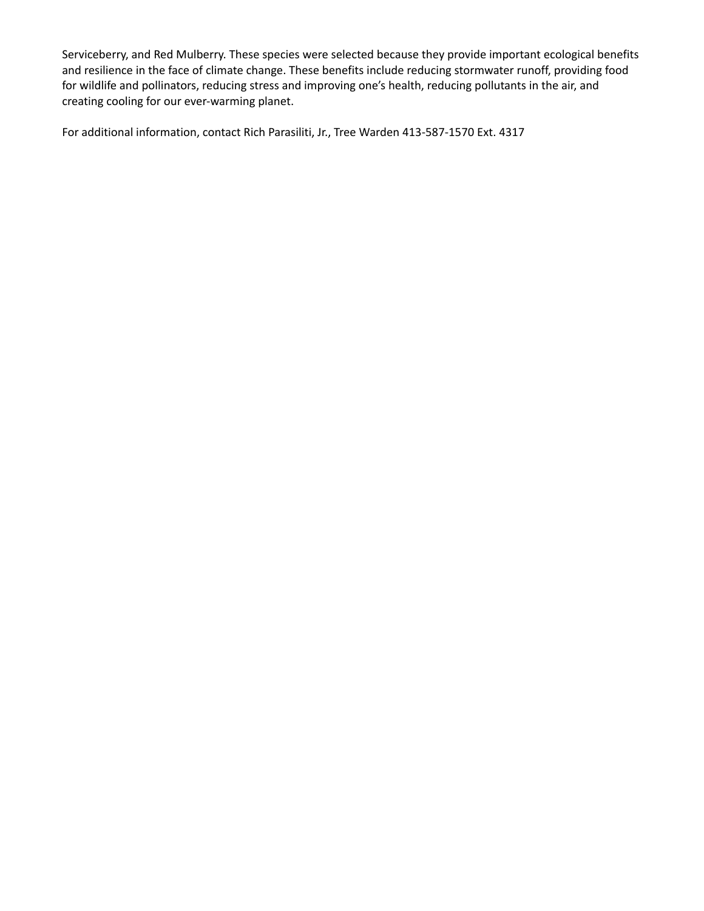Serviceberry, and Red Mulberry. These species were selected because they provide important ecological benefits and resilience in the face of climate change. These benefits include reducing stormwater runoff, providing food for wildlife and pollinators, reducing stress and improving one's health, reducing pollutants in the air, and creating cooling for our ever-warming planet.

For additional information, contact Rich Parasiliti, Jr., Tree Warden 413-587-1570 Ext. 4317